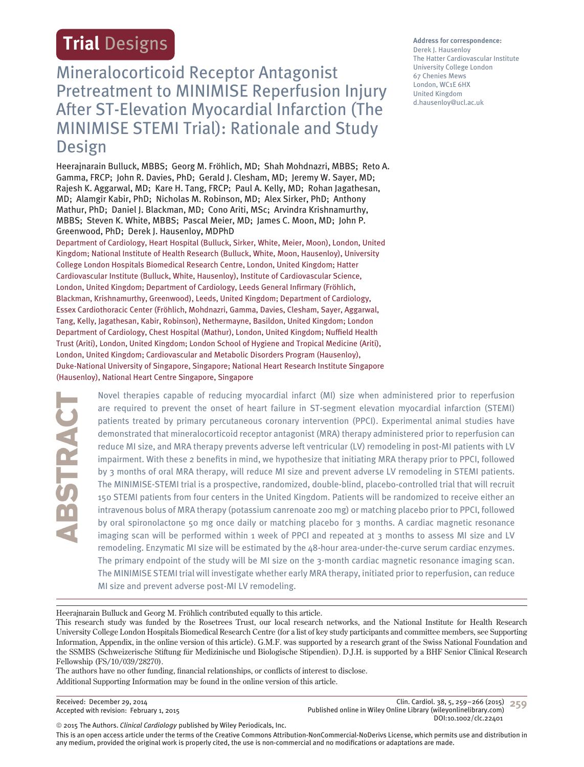Trial Designs

# Mineralocorticoid Receptor Antagonist Pretreatment to MINIMISE Reperfusion Injury After ST-Elevation Myocardial Infarction (The MINIMISE STEMI Trial): Rationale and Study Design

Heerajnarain Bulluck, MBBS; Georg M. Fröhlich, MD; Shah Mohdnazri, MBBS; Reto A. Gamma, FRCP; John R. Davies, PhD; Gerald J. Clesham, MD; Jeremy W. Sayer, MD; Rajesh K. Aggarwal, MD; Kare H. Tang, FRCP; Paul A. Kelly, MD; Rohan Jagathesan, MD; Alamgir Kabir, PhD; Nicholas M. Robinson, MD; Alex Sirker, PhD; Anthony Mathur, PhD; Daniel J. Blackman, MD; Cono Ariti, MSc; Arvindra Krishnamurthy, MBBS; Steven K. White, MBBS; Pascal Meier, MD; James C. Moon, MD; John P. Greenwood, PhD; Derek J. Hausenloy, MDPhD

Department of Cardiology, Heart Hospital (Bulluck, Sirker, White, Meier, Moon), London, United Kingdom; National Institute of Health Research (Bulluck, White, Moon, Hausenloy), University College London Hospitals Biomedical Research Centre, London, United Kingdom; Hatter Cardiovascular Institute (Bulluck, White, Hausenloy), Institute of Cardiovascular Science, London, United Kingdom; Department of Cardiology, Leeds General Infirmary (Fröhlich, Blackman, Krishnamurthy, Greenwood), Leeds, United Kingdom; Department of Cardiology, Essex Cardiothoracic Center (Fröhlich, Mohdnazri, Gamma, Davies, Clesham, Sayer, Aggarwal, Tang, Kelly, Jagathesan, Kabir, Robinson), Nethermayne, Basildon, United Kingdom; London Department of Cardiology, Chest Hospital (Mathur), London, United Kingdom; Nuffield Health Trust (Ariti), London, United Kingdom; London School of Hygiene and Tropical Medicine (Ariti), London, United Kingdom; Cardiovascular and Metabolic Disorders Program (Hausenloy), Duke-National University of Singapore, Singapore; National Heart Research Institute Singapore (Hausenloy), National Heart Centre Singapore, Singapore

**Address for correspondence:**
Derek J. Hausenloy
The Hatter Cardiovascular Institute
University College London
67 Chenies Mews
London, WC1E 6HX
United Kingdom
d.hausenloy@ucl.ac.uk

## ABSTRACT

Novel therapies capable of reducing myocardial infarct (MI) size when administered prior to reperfusion are required to prevent the onset of heart failure in ST-segment elevation myocardial infarction (STEMI) patients treated by primary percutaneous coronary intervention (PPCI). Experimental animal studies have demonstrated that mineralocorticoid receptor antagonist (MRA) therapy administered prior to reperfusion can reduce MI size, and MRA therapy prevents adverse left ventricular (LV) remodeling in post-MI patients with LV impairment. With these 2 benefits in mind, we hypothesize that initiating MRA therapy prior to PPCI, followed by 3 months of oral MRA therapy, will reduce MI size and prevent adverse LV remodeling in STEMI patients. The MINIMISE-STEMI trial is a prospective, randomized, double-blind, placebo-controlled trial that will recruit 150 STEMI patients from four centers in the United Kingdom. Patients will be randomized to receive either an intravenous bolus of MRA therapy (potassium canrenoate 200 mg) or matching placebo prior to PPCI, followed by oral spironolactone 50 mg once daily or matching placebo for 3 months. A cardiac magnetic resonance imaging scan will be performed within 1 week of PPCI and repeated at 3 months to assess MI size and LV remodeling. Enzymatic MI size will be estimated by the 48-hour area-under-the-curve serum cardiac enzymes. The primary endpoint of the study will be MI size on the 3-month cardiac magnetic resonance imaging scan. The MINIMISE STEMI trial will investigate whether early MRA therapy, initiated prior to reperfusion, can reduce MI size and prevent adverse post-MI LV remodeling.

---

Heerajnarain Bulluck and Georg M. Fröhlich contributed equally to this article.

This research study was funded by the Rosetrees Trust, our local research networks, and the National Institute for Health Research University College London Hospitals Biomedical Research Centre (for a list of key study participants and committee members, see Supporting Information, Appendix, in the online version of this article). G.M.F. was supported by a research grant of the Swiss National Foundation and the SSMBS (Schweizerische Stiftung für Medizinische und Biologische Stipendien). D.J.H. is supported by a BHF Senior Clinical Research Fellowship (FS/10/039/28270).

The authors have no other funding, financial relationships, or conflicts of interest to disclose.

Additional Supporting Information may be found in the online version of this article.

Received: December 29, 2014
Accepted with revision: February 1, 2015

Published online in Wiley Online Library (wileyonlinelibrary.com)
DOI:10.1002/clc.22401

© 2015 The Authors. *Clinical Cardiology* published by Wiley Periodicals, Inc.

This is an open access article under the terms of the Creative Commons Attribution-NonCommercial-NoDerivs License, which permits use and distribution in any medium, provided the original work is properly cited, the use is non-commercial and no modifications or adaptations are made.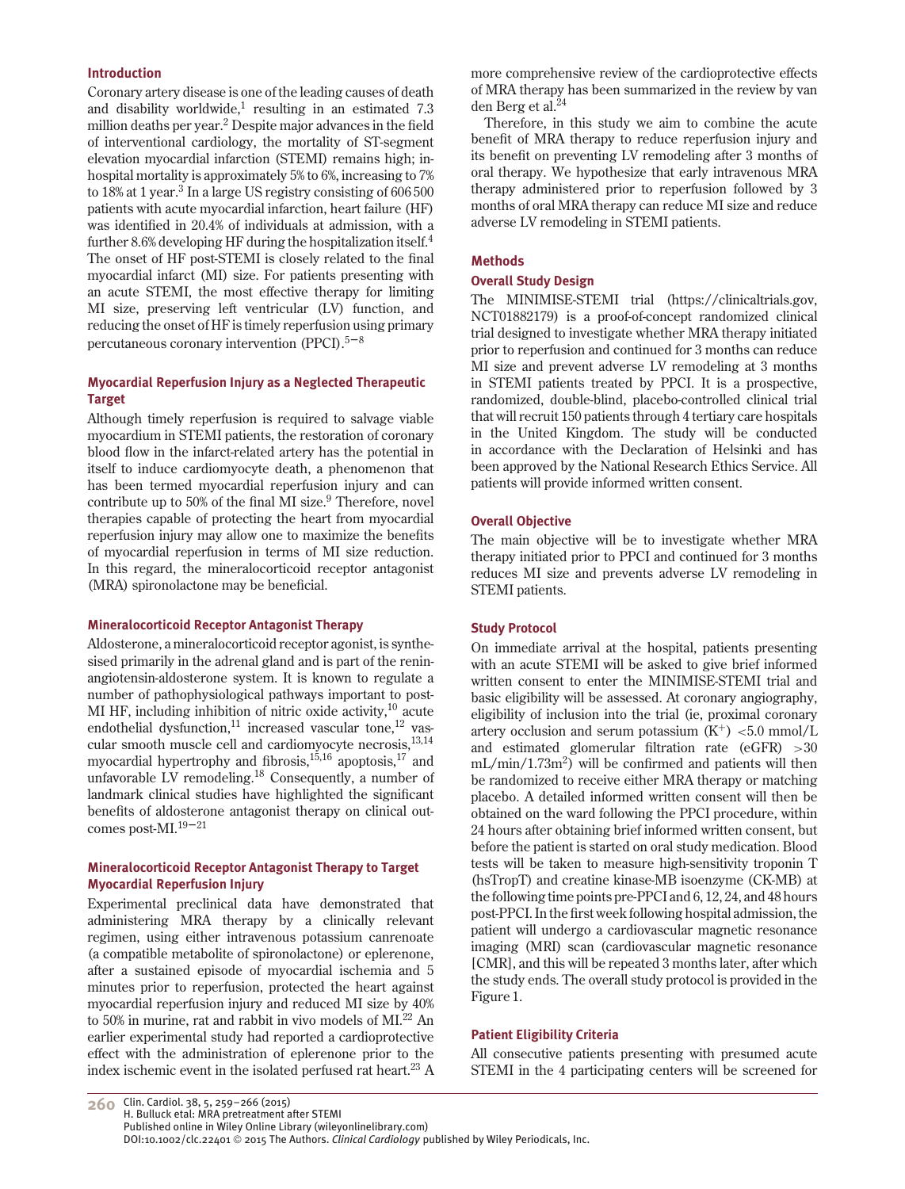## Introduction

Coronary artery disease is one of the leading causes of death and disability worldwide,[1] resulting in an estimated 7.3 million deaths per year.[2] Despite major advances in the field of interventional cardiology, the mortality of ST-segment elevation myocardial infarction (STEMI) remains high; in-hospital mortality is approximately 5% to 6%, increasing to 7% to 18% at 1 year.[3] In a large US registry consisting of 606 500 patients with acute myocardial infarction, heart failure (HF) was identified in 20.4% of individuals at admission, with a further 8.6% developing HF during the hospitalization itself.[4] The onset of HF post-STEMI is closely related to the final myocardial infarct (MI) size. For patients presenting with an acute STEMI, the most effective therapy for limiting MI size, preserving left ventricular (LV) function, and reducing the onset of HF is timely reperfusion using primary percutaneous coronary intervention (PPCI).[5–8]

### Myocardial Reperfusion Injury as a Neglected Therapeutic Target

Although timely reperfusion is required to salvage viable myocardium in STEMI patients, the restoration of coronary blood flow in the infarct-related artery has the potential in itself to induce cardiomyocyte death, a phenomenon that has been termed myocardial reperfusion injury and can contribute up to 50% of the final MI size.[9] Therefore, novel therapies capable of protecting the heart from myocardial reperfusion injury may allow one to maximize the benefits of myocardial reperfusion in terms of MI size reduction. In this regard, the mineralocorticoid receptor antagonist (MRA) spironolactone may be beneficial.

### Mineralocorticoid Receptor Antagonist Therapy

Aldosterone, a mineralocorticoid receptor agonist, is synthesised primarily in the adrenal gland and is part of the renin-angiotensin-aldosterone system. It is known to regulate a number of pathophysiological pathways important to post-MI HF, including inhibition of nitric oxide activity,[10] acute endothelial dysfunction,[11] increased vascular tone,[12] vascular smooth muscle cell and cardiomyocyte necrosis,[13,14] myocardial hypertrophy and fibrosis,[15,16] apoptosis,[17] and unfavorable LV remodeling.[18] Consequently, a number of landmark clinical studies have highlighted the significant benefits of aldosterone antagonist therapy on clinical outcomes post-MI.[19–21]

### Mineralocorticoid Receptor Antagonist Therapy to Target Myocardial Reperfusion Injury

Experimental preclinical data have demonstrated that administering MRA therapy by a clinically relevant regimen, using either intravenous potassium canrenoate (a compatible metabolite of spironolactone) or eplerenone, after a sustained episode of myocardial ischemia and 5 minutes prior to reperfusion, protected the heart against myocardial reperfusion injury and reduced MI size by 40% to 50% in murine, rat and rabbit in vivo models of MI.[22] An earlier experimental study had reported a cardioprotective effect with the administration of eplerenone prior to the index ischemic event in the isolated perfused rat heart.[23] A more comprehensive review of the cardioprotective effects of MRA therapy has been summarized in the review by van den Berg et al.[24]

Therefore, in this study we aim to combine the acute benefit of MRA therapy to reduce reperfusion injury and its benefit on preventing LV remodeling after 3 months of oral therapy. We hypothesize that early intravenous MRA therapy administered prior to reperfusion followed by 3 months of oral MRA therapy can reduce MI size and reduce adverse LV remodeling in STEMI patients.

## Methods

### Overall Study Design

The MINIMISE-STEMI trial (https://clinicaltrials.gov, NCT01882179) is a proof-of-concept randomized clinical trial designed to investigate whether MRA therapy initiated prior to reperfusion and continued for 3 months can reduce MI size and prevent adverse LV remodeling at 3 months in STEMI patients treated by PPCI. It is a prospective, randomized, double-blind, placebo-controlled clinical trial that will recruit 150 patients through 4 tertiary care hospitals in the United Kingdom. The study will be conducted in accordance with the Declaration of Helsinki and has been approved by the National Research Ethics Service. All patients will provide informed written consent.

### Overall Objective

The main objective will be to investigate whether MRA therapy initiated prior to PPCI and continued for 3 months reduces MI size and prevents adverse LV remodeling in STEMI patients.

### Study Protocol

On immediate arrival at the hospital, patients presenting with an acute STEMI will be asked to give brief informed written consent to enter the MINIMISE-STEMI trial and basic eligibility will be assessed. At coronary angiography, eligibility of inclusion into the trial (ie, proximal coronary artery occlusion and serum potassium ($K^+$) <5.0 mmol/L and estimated glomerular filtration rate (eGFR) >30 mL/min/1.73m$^2$) will be confirmed and patients will then be randomized to receive either MRA therapy or matching placebo. A detailed informed written consent will then be obtained on the ward following the PPCI procedure, within 24 hours after obtaining brief informed written consent, but before the patient is started on oral study medication. Blood tests will be taken to measure high-sensitivity troponin T (hsTropT) and creatine kinase-MB isoenzyme (CK-MB) at the following time points pre-PPCI and 6, 12, 24, and 48 hours post-PPCI. In the first week following hospital admission, the patient will undergo a cardiovascular magnetic resonance imaging (MRI) scan (cardiovascular magnetic resonance [CMR], and this will be repeated 3 months later, after which the study ends. The overall study protocol is provided in the Figure 1.

### Patient Eligibility Criteria

All consecutive patients presenting with presumed acute STEMI in the 4 participating centers will be screened for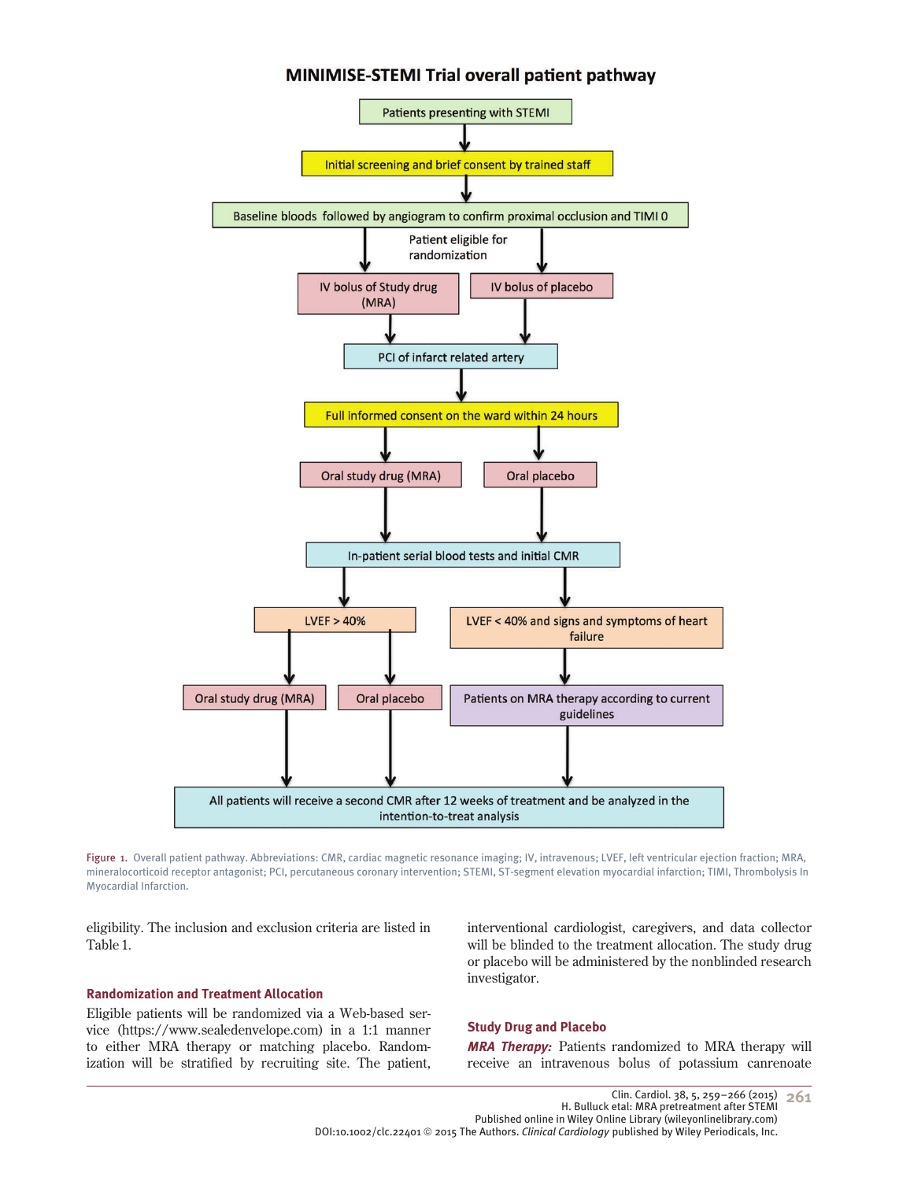**MINIMISE-STEMI Trial overall patient pathway**

- Patients presenting with STEMI
- Initial screening and brief consent by trained staff
- Baseline bloods followed by angiogram to confirm proximal occlusion and TIMI 0
- Patient eligible for randomization
  - IV bolus of Study drug (MRA)
  - IV bolus of placebo
- PCI of infarct related artery
- Full informed consent on the ward within 24 hours
  - Oral study drug (MRA)
  - Oral placebo
- In-patient serial blood tests and initial CMR
  - LVEF > 40%
    - Oral study drug (MRA)
    - Oral placebo
  - LVEF < 40% and signs and symptoms of heart failure
    - Patients on MRA therapy according to current guidelines
- All patients will receive a second CMR after 12 weeks of treatment and be analyzed in the intention-to-treat analysis

Figure 1. Overall patient pathway. Abbreviations: CMR, cardiac magnetic resonance imaging; IV, intravenous; LVEF, left ventricular ejection fraction; MRA, mineralocorticoid receptor antagonist; PCI, percutaneous coronary intervention; STEMI, ST-segment elevation myocardial infarction; TIMI, Thrombolysis In Myocardial Infarction.

eligibility. The inclusion and exclusion criteria are listed in Table 1.

### Randomization and Treatment Allocation

Eligible patients will be randomized via a Web-based service (https://www.sealedenvelope.com) in a 1:1 manner to either MRA therapy or matching placebo. Randomization will be stratified by recruiting site. The patient, interventional cardiologist, caregivers, and data collector will be blinded to the treatment allocation. The study drug or placebo will be administered by the nonblinded research investigator.

### Study Drug and Placebo

***MRA Therapy:*** Patients randomized to MRA therapy will receive an intravenous bolus of potassium canrenoate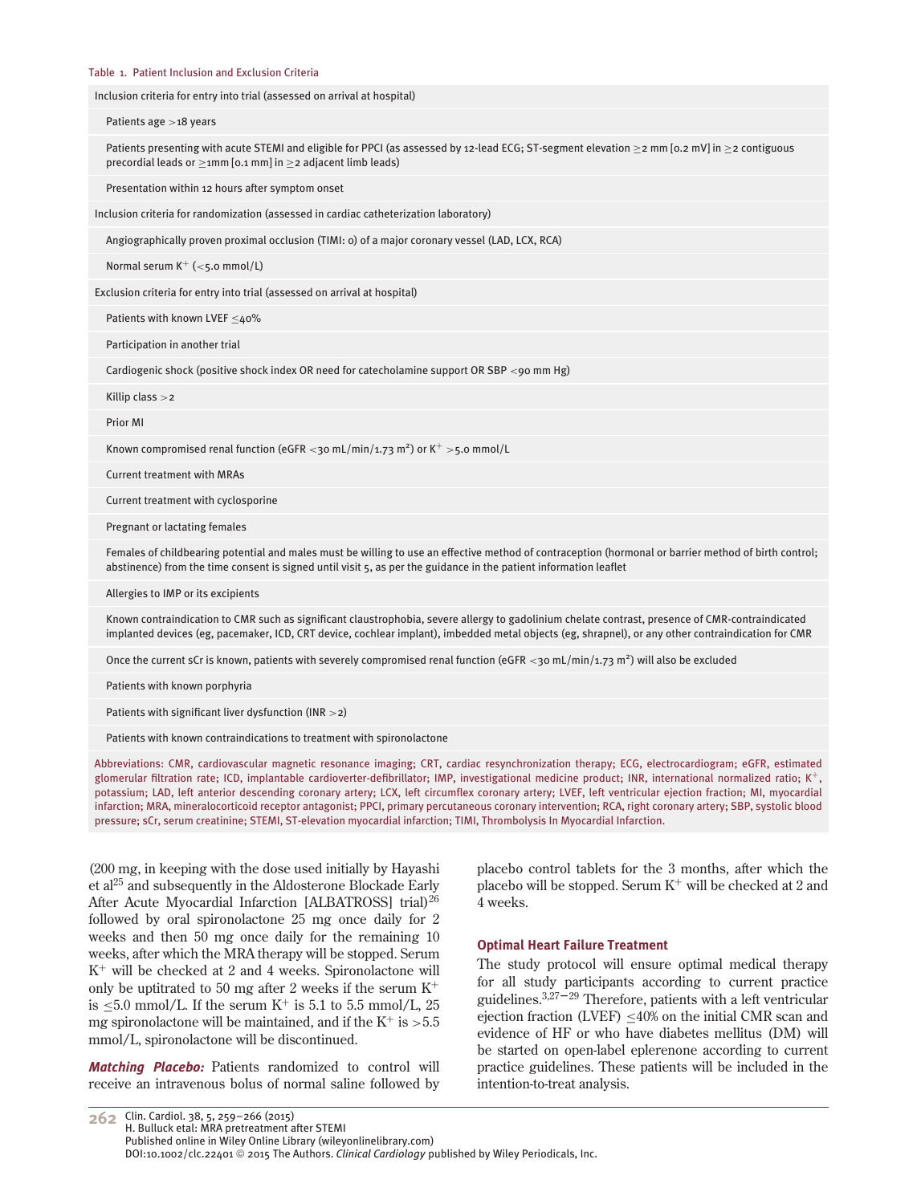Table 1. Patient Inclusion and Exclusion Criteria

| Criteria |
|---|
| Inclusion criteria for entry into trial (assessed on arrival at hospital) |
| Patients age >18 years |
| Patients presenting with acute STEMI and eligible for PPCI (as assessed by 12-lead ECG; ST-segment elevation ≥2 mm [0.2 mV] in ≥2 contiguous precordial leads or ≥1mm [0.1 mm] in ≥2 adjacent limb leads) |
| Presentation within 12 hours after symptom onset |
| Inclusion criteria for randomization (assessed in cardiac catheterization laboratory) |
| Angiographically proven proximal occlusion (TIMI: 0) of a major coronary vessel (LAD, LCX, RCA) |
| Normal serum $K^+$ (<5.0 mmol/L) |
| Exclusion criteria for entry into trial (assessed on arrival at hospital) |
| Patients with known LVEF ≤40% |
| Participation in another trial |
| Cardiogenic shock (positive shock index OR need for catecholamine support OR SBP <90 mm Hg) |
| Killip class >2 |
| Prior MI |
| Known compromised renal function (eGFR <30 mL/min/1.73 m²) or $K^+$ >5.0 mmol/L |
| Current treatment with MRAs |
| Current treatment with cyclosporine |
| Pregnant or lactating females |
| Females of childbearing potential and males must be willing to use an effective method of contraception (hormonal or barrier method of birth control; abstinence) from the time consent is signed until visit 5, as per the guidance in the patient information leaflet |
| Allergies to IMP or its excipients |
| Known contraindication to CMR such as significant claustrophobia, severe allergy to gadolinium chelate contrast, presence of CMR-contraindicated implanted devices (eg, pacemaker, ICD, CRT device, cochlear implant), imbedded metal objects (eg, shrapnel), or any other contraindication for CMR |
| Once the current sCr is known, patients with severely compromised renal function (eGFR <30 mL/min/1.73 m²) will also be excluded |
| Patients with known porphyria |
| Patients with significant liver dysfunction (INR >2) |
| Patients with known contraindications to treatment with spironolactone |

Abbreviations: CMR, cardiovascular magnetic resonance imaging; CRT, cardiac resynchronization therapy; ECG, electrocardiogram; eGFR, estimated glomerular filtration rate; ICD, implantable cardioverter-defibrillator; IMP, investigational medicine product; INR, international normalized ratio; $K^+$, potassium; LAD, left anterior descending coronary artery; LCX, left circumflex coronary artery; LVEF, left ventricular ejection fraction; MI, myocardial infarction; MRA, mineralocorticoid receptor antagonist; PPCI, primary percutaneous coronary intervention; RCA, right coronary artery; SBP, systolic blood pressure; sCr, serum creatinine; STEMI, ST-elevation myocardial infarction; TIMI, Thrombolysis In Myocardial Infarction.

(200 mg, in keeping with the dose used initially by Hayashi et al[25] and subsequently in the Aldosterone Blockade Early After Acute Myocardial Infarction [ALBATROSS] trial)[26] followed by oral spironolactone 25 mg once daily for 2 weeks and then 50 mg once daily for the remaining 10 weeks, after which the MRA therapy will be stopped. Serum $K^+$ will be checked at 2 and 4 weeks. Spironolactone will only be uptitrated to 50 mg after 2 weeks if the serum $K^+$ is ≤5.0 mmol/L. If the serum $K^+$ is 5.1 to 5.5 mmol/L, 25 mg spironolactone will be maintained, and if the $K^+$ is >5.5 mmol/L, spironolactone will be discontinued.

***Matching Placebo:*** Patients randomized to control will receive an intravenous bolus of normal saline followed by placebo control tablets for the 3 months, after which the placebo will be stopped. Serum $K^+$ will be checked at 2 and 4 weeks.

### Optimal Heart Failure Treatment

The study protocol will ensure optimal medical therapy for all study participants according to current practice guidelines.[3,27–29] Therefore, patients with a left ventricular ejection fraction (LVEF) ≤40% on the initial CMR scan and evidence of HF or who have diabetes mellitus (DM) will be started on open-label eplerenone according to current practice guidelines. These patients will be included in the intention-to-treat analysis.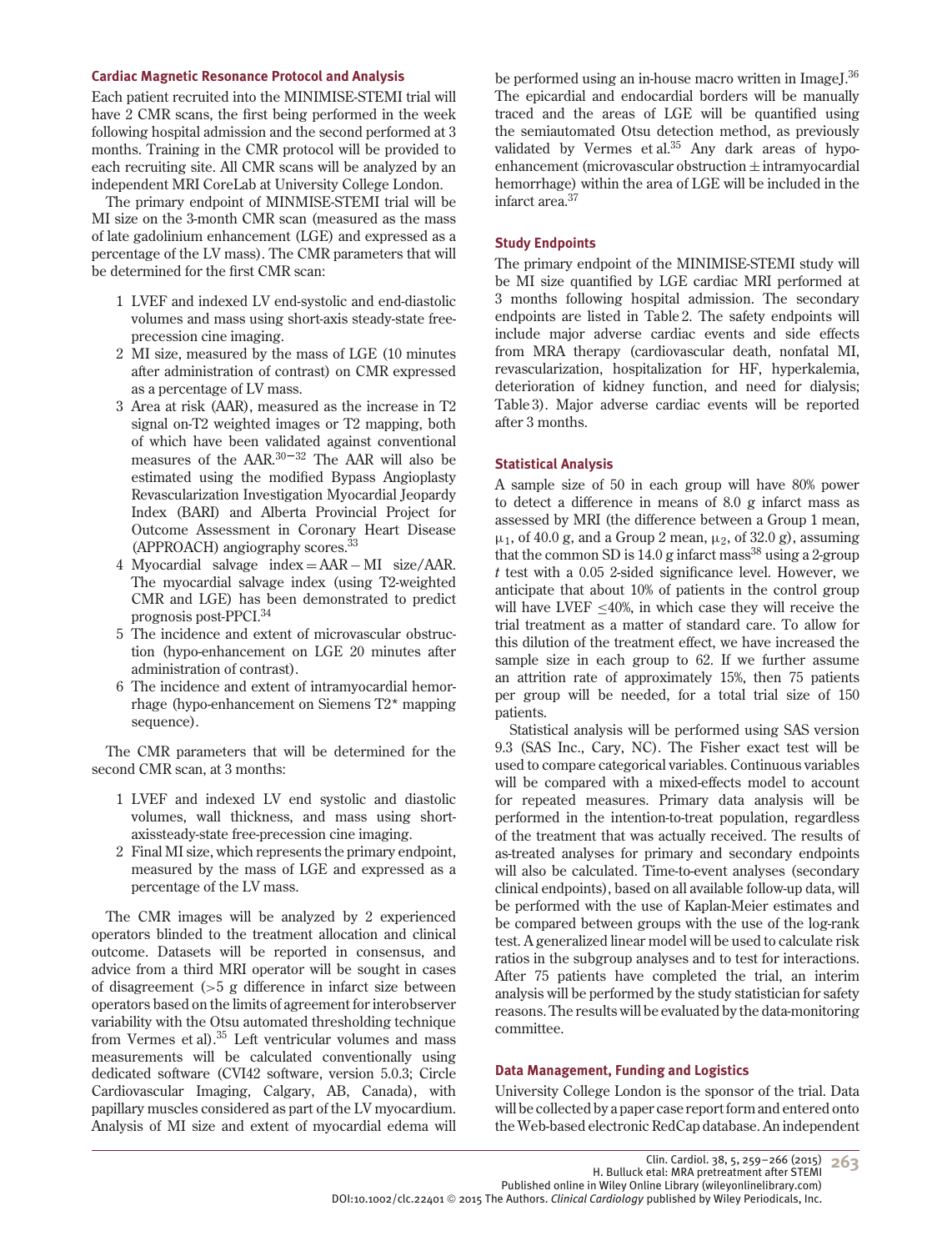### Cardiac Magnetic Resonance Protocol and Analysis

Each patient recruited into the MINIMISE-STEMI trial will have 2 CMR scans, the first being performed in the week following hospital admission and the second performed at 3 months. Training in the CMR protocol will be provided to each recruiting site. All CMR scans will be analyzed by an independent MRI CoreLab at University College London.

The primary endpoint of MINMISE-STEMI trial will be MI size on the 3-month CMR scan (measured as the mass of late gadolinium enhancement (LGE) and expressed as a percentage of the LV mass). The CMR parameters that will be determined for the first CMR scan:

1. LVEF and indexed LV end-systolic and end-diastolic volumes and mass using short-axis steady-state free-precession cine imaging.
2. MI size, measured by the mass of LGE (10 minutes after administration of contrast) on CMR expressed as a percentage of LV mass.
3. Area at risk (AAR), measured as the increase in T2 signal on-T2 weighted images or T2 mapping, both of which have been validated against conventional measures of the AAR.[30–32] The AAR will also be estimated using the modified Bypass Angioplasty Revascularization Investigation Myocardial Jeopardy Index (BARI) and Alberta Provincial Project for Outcome Assessment in Coronary Heart Disease (APPROACH) angiography scores.[33]
4. Myocardial salvage index = AAR − MI size/AAR. The myocardial salvage index (using T2-weighted CMR and LGE) has been demonstrated to predict prognosis post-PPCI.[34]
5. The incidence and extent of microvascular obstruction (hypo-enhancement on LGE 20 minutes after administration of contrast).
6. The incidence and extent of intramyocardial hemorrhage (hypo-enhancement on Siemens T2* mapping sequence).

The CMR parameters that will be determined for the second CMR scan, at 3 months:

1. LVEF and indexed LV end systolic and diastolic volumes, wall thickness, and mass using short-axissteady-state free-precession cine imaging.
2. Final MI size, which represents the primary endpoint, measured by the mass of LGE and expressed as a percentage of the LV mass.

The CMR images will be analyzed by 2 experienced operators blinded to the treatment allocation and clinical outcome. Datasets will be reported in consensus, and advice from a third MRI operator will be sought in cases of disagreement (>5 g difference in infarct size between operators based on the limits of agreement for interobserver variability with the Otsu automated thresholding technique from Vermes et al).[35] Left ventricular volumes and mass measurements will be calculated conventionally using dedicated software (CVI42 software, version 5.0.3; Circle Cardiovascular Imaging, Calgary, AB, Canada), with papillary muscles considered as part of the LV myocardium. Analysis of MI size and extent of myocardial edema will be performed using an in-house macro written in ImageJ.[36] The epicardial and endocardial borders will be manually traced and the areas of LGE will be quantified using the semiautomated Otsu detection method, as previously validated by Vermes et al.[35] Any dark areas of hypo-enhancement (microvascular obstruction ± intramyocardial hemorrhage) within the area of LGE will be included in the infarct area.[37]

### Study Endpoints

The primary endpoint of the MINIMISE-STEMI study will be MI size quantified by LGE cardiac MRI performed at 3 months following hospital admission. The secondary endpoints are listed in Table 2. The safety endpoints will include major adverse cardiac events and side effects from MRA therapy (cardiovascular death, nonfatal MI, revascularization, hospitalization for HF, hyperkalemia, deterioration of kidney function, and need for dialysis; Table 3). Major adverse cardiac events will be reported after 3 months.

### Statistical Analysis

A sample size of 50 in each group will have 80% power to detect a difference in means of 8.0 g infarct mass as assessed by MRI (the difference between a Group 1 mean, $\mu_1$, of 40.0 g, and a Group 2 mean, $\mu_2$, of 32.0 g), assuming that the common SD is 14.0 g infarct mass[38] using a 2-group *t* test with a 0.05 2-sided significance level. However, we anticipate that about 10% of patients in the control group will have LVEF ≤40%, in which case they will receive the trial treatment as a matter of standard care. To allow for this dilution of the treatment effect, we have increased the sample size in each group to 62. If we further assume an attrition rate of approximately 15%, then 75 patients per group will be needed, for a total trial size of 150 patients.

Statistical analysis will be performed using SAS version 9.3 (SAS Inc., Cary, NC). The Fisher exact test will be used to compare categorical variables. Continuous variables will be compared with a mixed-effects model to account for repeated measures. Primary data analysis will be performed in the intention-to-treat population, regardless of the treatment that was actually received. The results of as-treated analyses for primary and secondary endpoints will also be calculated. Time-to-event analyses (secondary clinical endpoints), based on all available follow-up data, will be performed with the use of Kaplan-Meier estimates and be compared between groups with the use of the log-rank test. A generalized linear model will be used to calculate risk ratios in the subgroup analyses and to test for interactions. After 75 patients have completed the trial, an interim analysis will be performed by the study statistician for safety reasons. The results will be evaluated by the data-monitoring committee.

### Data Management, Funding and Logistics

University College London is the sponsor of the trial. Data will be collected by a paper case report form and entered onto the Web-based electronic RedCap database. An independent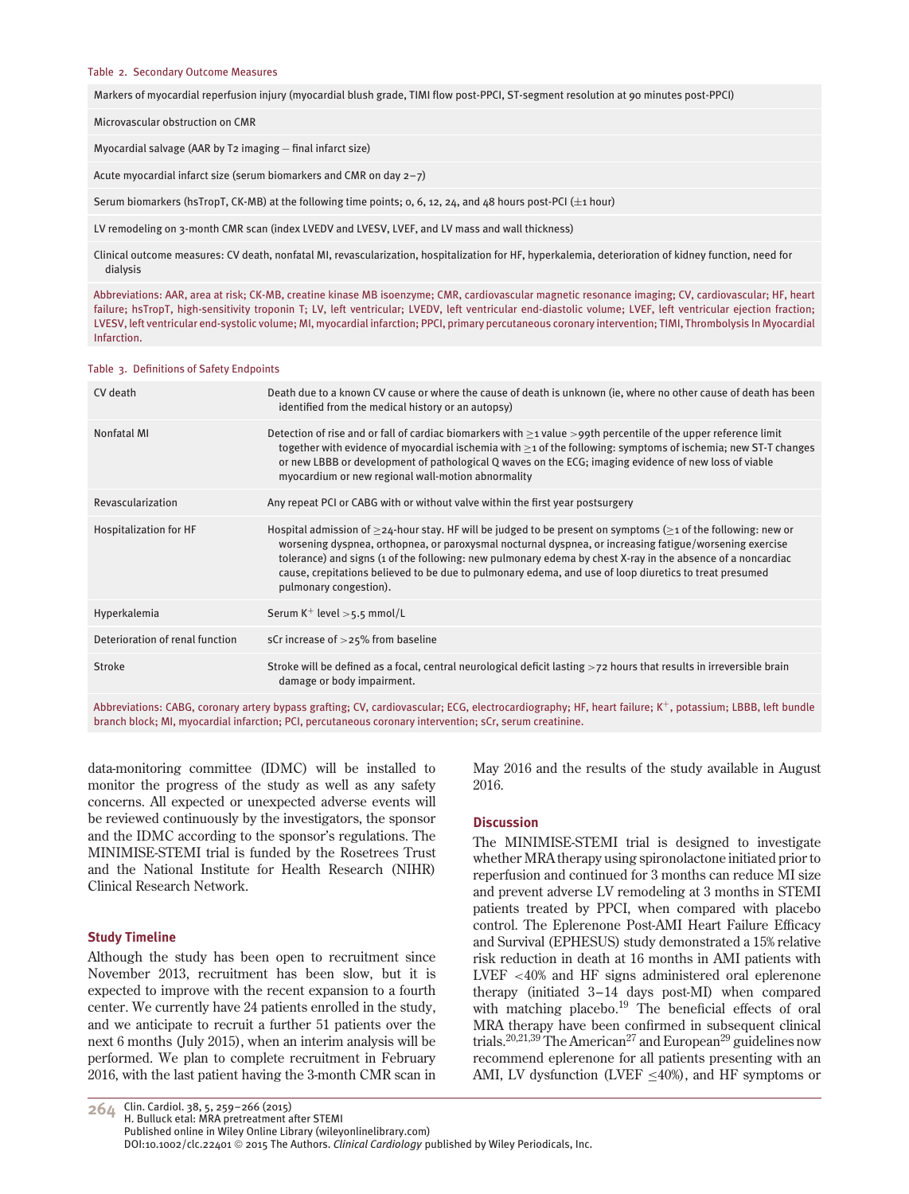Table 2. Secondary Outcome Measures

| Secondary Outcome Measures |
| --- |
| Markers of myocardial reperfusion injury (myocardial blush grade, TIMI flow post-PPCI, ST-segment resolution at 90 minutes post-PPCI) |
| Microvascular obstruction on CMR |
| Myocardial salvage (AAR by T2 imaging − final infarct size) |
| Acute myocardial infarct size (serum biomarkers and CMR on day 2–7) |
| Serum biomarkers (hsTropT, CK-MB) at the following time points; 0, 6, 12, 24, and 48 hours post-PCI (±1 hour) |
| LV remodeling on 3-month CMR scan (index LVEDV and LVESV, LVEF, and LV mass and wall thickness) |
| Clinical outcome measures: CV death, nonfatal MI, revascularization, hospitalization for HF, hyperkalemia, deterioration of kidney function, need for dialysis |

Abbreviations: AAR, area at risk; CK-MB, creatine kinase MB isoenzyme; CMR, cardiovascular magnetic resonance imaging; CV, cardiovascular; HF, heart failure; hsTropT, high-sensitivity troponin T; LV, left ventricular; LVEDV, left ventricular end-diastolic volume; LVEF, left ventricular ejection fraction; LVESV, left ventricular end-systolic volume; MI, myocardial infarction; PPCI, primary percutaneous coronary intervention; TIMI, Thrombolysis In Myocardial Infarction.

Table 3. Definitions of Safety Endpoints

| Endpoint | Definition |
| --- | --- |
| CV death | Death due to a known CV cause or where the cause of death is unknown (ie, where no other cause of death has been identified from the medical history or an autopsy) |
| Nonfatal MI | Detection of rise and or fall of cardiac biomarkers with ≥1 value >99th percentile of the upper reference limit together with evidence of myocardial ischemia with ≥1 of the following: symptoms of ischemia; new ST-T changes or new LBBB or development of pathological Q waves on the ECG; imaging evidence of new loss of viable myocardium or new regional wall-motion abnormality |
| Revascularization | Any repeat PCI or CABG with or without valve within the first year postsurgery |
| Hospitalization for HF | Hospital admission of ≥24-hour stay. HF will be judged to be present on symptoms (≥1 of the following: new or worsening dyspnea, orthopnea, or paroxysmal nocturnal dyspnea, or increasing fatigue/worsening exercise tolerance) and signs (1 of the following: new pulmonary edema by chest X-ray in the absence of a noncardiac cause, crepitations believed to be due to pulmonary edema, and use of loop diuretics to treat presumed pulmonary congestion). |
| Hyperkalemia | Serum $K^+$ level >5.5 mmol/L |
| Deterioration of renal function | sCr increase of >25% from baseline |
| Stroke | Stroke will be defined as a focal, central neurological deficit lasting >72 hours that results in irreversible brain damage or body impairment. |

Abbreviations: CABG, coronary artery bypass grafting; CV, cardiovascular; ECG, electrocardiography; HF, heart failure; $K^+$, potassium; LBBB, left bundle branch block; MI, myocardial infarction; PCI, percutaneous coronary intervention; sCr, serum creatinine.

data-monitoring committee (IDMC) will be installed to monitor the progress of the study as well as any safety concerns. All expected or unexpected adverse events will be reviewed continuously by the investigators, the sponsor and the IDMC according to the sponsor's regulations. The MINIMISE-STEMI trial is funded by the Rosetrees Trust and the National Institute for Health Research (NIHR) Clinical Research Network.

### Study Timeline

Although the study has been open to recruitment since November 2013, recruitment has been slow, but it is expected to improve with the recent expansion to a fourth center. We currently have 24 patients enrolled in the study, and we anticipate to recruit a further 51 patients over the next 6 months (July 2015), when an interim analysis will be performed. We plan to complete recruitment in February 2016, with the last patient having the 3-month CMR scan in May 2016 and the results of the study available in August 2016.

## Discussion

The MINIMISE-STEMI trial is designed to investigate whether MRA therapy using spironolactone initiated prior to reperfusion and continued for 3 months can reduce MI size and prevent adverse LV remodeling at 3 months in STEMI patients treated by PPCI, when compared with placebo control. The Eplerenone Post-AMI Heart Failure Efficacy and Survival (EPHESUS) study demonstrated a 15% relative risk reduction in death at 16 months in AMI patients with LVEF <40% and HF signs administered oral eplerenone therapy (initiated 3–14 days post-MI) when compared with matching placebo.[19] The beneficial effects of oral MRA therapy have been confirmed in subsequent clinical trials.[20,21,39] The American[27] and European[29] guidelines now recommend eplerenone for all patients presenting with an AMI, LV dysfunction (LVEF ≤40%), and HF symptoms or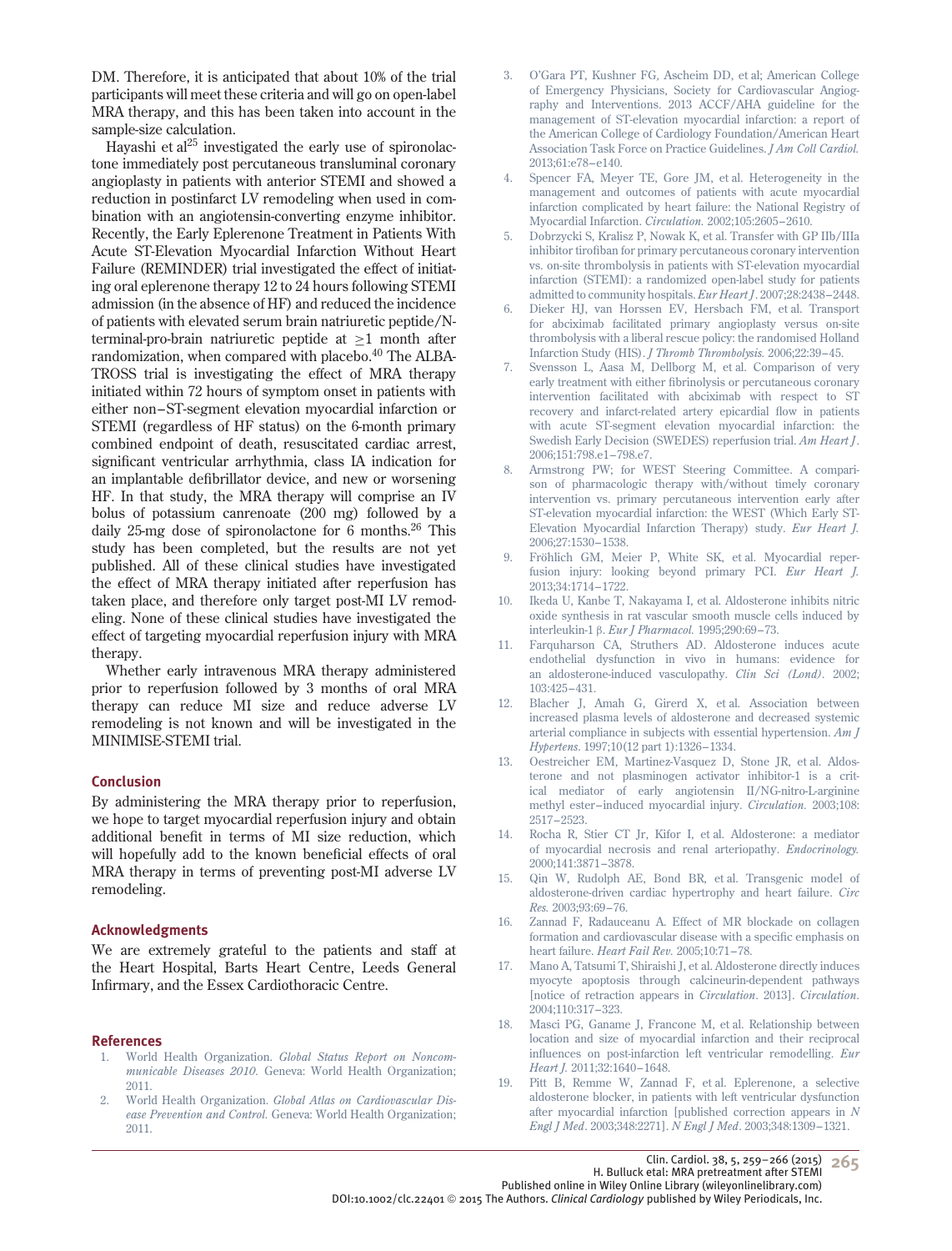DM. Therefore, it is anticipated that about 10% of the trial participants will meet these criteria and will go on open-label MRA therapy, and this has been taken into account in the sample-size calculation.

Hayashi et al[25] investigated the early use of spironolactone immediately post percutaneous transluminal coronary angioplasty in patients with anterior STEMI and showed a reduction in postinfarct LV remodeling when used in combination with an angiotensin-converting enzyme inhibitor. Recently, the Early Eplerenone Treatment in Patients With Acute ST-Elevation Myocardial Infarction Without Heart Failure (REMINDER) trial investigated the effect of initiating oral eplerenone therapy 12 to 24 hours following STEMI admission (in the absence of HF) and reduced the incidence of patients with elevated serum brain natriuretic peptide/N-terminal-pro-brain natriuretic peptide at $\geq$1 month after randomization, when compared with placebo.[40] The ALBATROSS trial is investigating the effect of MRA therapy initiated within 72 hours of symptom onset in patients with either non–ST-segment elevation myocardial infarction or STEMI (regardless of HF status) on the 6-month primary combined endpoint of death, resuscitated cardiac arrest, significant ventricular arrhythmia, class IA indication for an implantable defibrillator device, and new or worsening HF. In that study, the MRA therapy will comprise an IV bolus of potassium canrenoate (200 mg) followed by a daily 25-mg dose of spironolactone for 6 months.[26] This study has been completed, but the results are not yet published. All of these clinical studies have investigated the effect of MRA therapy initiated after reperfusion has taken place, and therefore only target post-MI LV remodeling. None of these clinical studies have investigated the effect of targeting myocardial reperfusion injury with MRA therapy.

Whether early intravenous MRA therapy administered prior to reperfusion followed by 3 months of oral MRA therapy can reduce MI size and reduce adverse LV remodeling is not known and will be investigated in the MINIMISE-STEMI trial.

## Conclusion

By administering the MRA therapy prior to reperfusion, we hope to target myocardial reperfusion injury and obtain additional benefit in terms of MI size reduction, which will hopefully add to the known beneficial effects of oral MRA therapy in terms of preventing post-MI adverse LV remodeling.

## Acknowledgments

We are extremely grateful to the patients and staff at the Heart Hospital, Barts Heart Centre, Leeds General Infirmary, and the Essex Cardiothoracic Centre.

## References

1. World Health Organization. *Global Status Report on Noncommunicable Diseases 2010*. Geneva: World Health Organization; 2011.
2. World Health Organization. *Global Atlas on Cardiovascular Disease Prevention and Control*. Geneva: World Health Organization; 2011.
3. O'Gara PT, Kushner FG, Ascheim DD, et al; American College of Emergency Physicians, Society for Cardiovascular Angiography and Interventions. 2013 ACCF/AHA guideline for the management of ST-elevation myocardial infarction: a report of the American College of Cardiology Foundation/American Heart Association Task Force on Practice Guidelines. *J Am Coll Cardiol.* 2013;61:e78–e140.
4. Spencer FA, Meyer TE, Gore JM, et al. Heterogeneity in the management and outcomes of patients with acute myocardial infarction complicated by heart failure: the National Registry of Myocardial Infarction. *Circulation.* 2002;105:2605–2610.
5. Dobrzycki S, Kralisz P, Nowak K, et al. Transfer with GP IIb/IIIa inhibitor tirofiban for primary percutaneous coronary intervention vs. on-site thrombolysis in patients with ST-elevation myocardial infarction (STEMI): a randomized open-label study for patients admitted to community hospitals. *Eur Heart J*. 2007;28:2438–2448.
6. Dieker HJ, van Horssen EV, Hersbach FM, et al. Transport for abciximab facilitated primary angioplasty versus on-site thrombolysis with a liberal rescue policy: the randomised Holland Infarction Study (HIS). *J Thromb Thrombolysis.* 2006;22:39–45.
7. Svensson L, Aasa M, Dellborg M, et al. Comparison of very early treatment with either fibrinolysis or percutaneous coronary intervention facilitated with abciximab with respect to ST recovery and infarct-related artery epicardial flow in patients with acute ST-segment elevation myocardial infarction: the Swedish Early Decision (SWEDES) reperfusion trial. *Am Heart J*. 2006;151:798.e1–798.e7.
8. Armstrong PW; for WEST Steering Committee. A comparison of pharmacologic therapy with/without timely coronary intervention vs. primary percutaneous intervention early after ST-elevation myocardial infarction: the WEST (Which Early ST-Elevation Myocardial Infarction Therapy) study. *Eur Heart J.* 2006;27:1530–1538.
9. Fröhlich GM, Meier P, White SK, et al. Myocardial reperfusion injury: looking beyond primary PCI. *Eur Heart J.* 2013;34:1714–1722.
10. Ikeda U, Kanbe T, Nakayama I, et al. Aldosterone inhibits nitric oxide synthesis in rat vascular smooth muscle cells induced by interleukin-1 β. *Eur J Pharmacol.* 1995;290:69–73.
11. Farquharson CA, Struthers AD. Aldosterone induces acute endothelial dysfunction in vivo in humans: evidence for an aldosterone-induced vasculopathy. *Clin Sci (Lond)*. 2002; 103:425–431.
12. Blacher J, Amah G, Girerd X, et al. Association between increased plasma levels of aldosterone and decreased systemic arterial compliance in subjects with essential hypertension. *Am J Hypertens*. 1997;10(12 part 1):1326–1334.
13. Oestreicher EM, Martinez-Vasquez D, Stone JR, et al. Aldosterone and not plasminogen activator inhibitor-1 is a critical mediator of early angiotensin II/NG-nitro-L-arginine methyl ester–induced myocardial injury. *Circulation.* 2003;108: 2517–2523.
14. Rocha R, Stier CT Jr, Kifor I, et al. Aldosterone: a mediator of myocardial necrosis and renal arteriopathy. *Endocrinology.* 2000;141:3871–3878.
15. Qin W, Rudolph AE, Bond BR, et al. Transgenic model of aldosterone-driven cardiac hypertrophy and heart failure. *Circ Res.* 2003;93:69–76.
16. Zannad F, Radauceanu A. Effect of MR blockade on collagen formation and cardiovascular disease with a specific emphasis on heart failure. *Heart Fail Rev.* 2005;10:71–78.
17. Mano A, Tatsumi T, Shiraishi J, et al. Aldosterone directly induces myocyte apoptosis through calcineurin-dependent pathways [notice of retraction appears in *Circulation*. 2013]. *Circulation.* 2004;110:317–323.
18. Masci PG, Ganame J, Francone M, et al. Relationship between location and size of myocardial infarction and their reciprocal influences on post-infarction left ventricular remodelling. *Eur Heart J.* 2011;32:1640–1648.
19. Pitt B, Remme W, Zannad F, et al. Eplerenone, a selective aldosterone blocker, in patients with left ventricular dysfunction after myocardial infarction [published correction appears in *N Engl J Med*. 2003;348:2271]. *N Engl J Med*. 2003;348:1309–1321.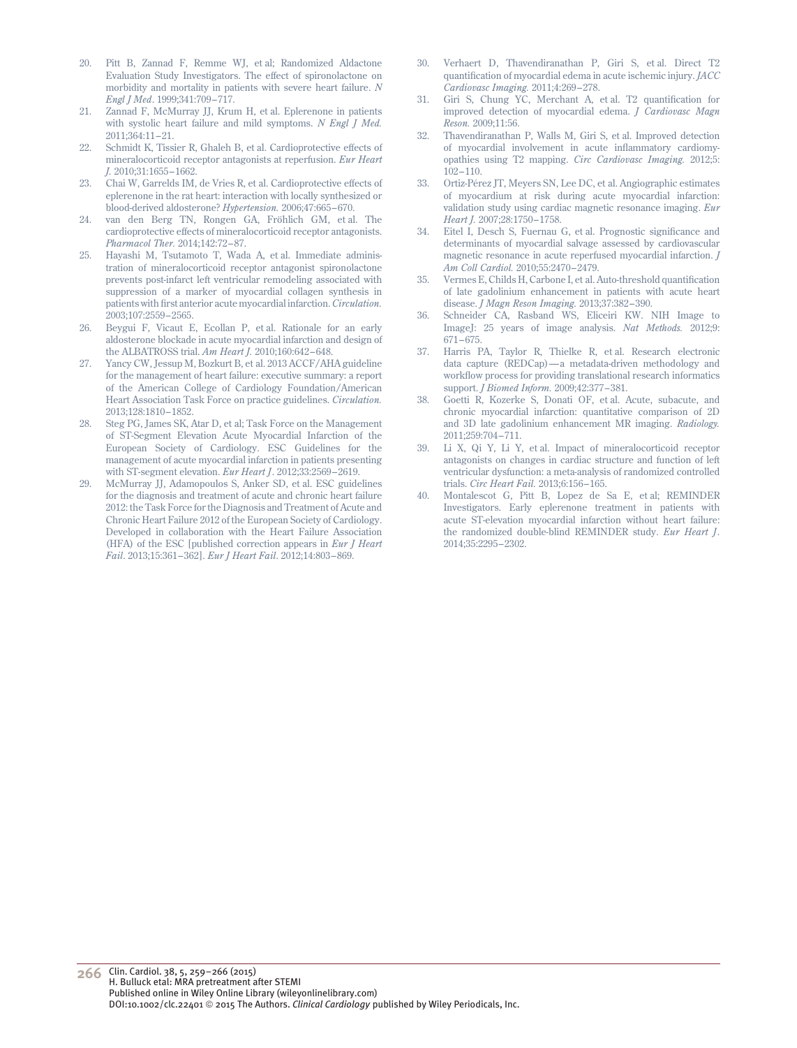20. Pitt B, Zannad F, Remme WJ, et al; Randomized Aldactone Evaluation Study Investigators. The effect of spironolactone on morbidity and mortality in patients with severe heart failure. *N Engl J Med*. 1999;341:709–717.
21. Zannad F, McMurray JJ, Krum H, et al. Eplerenone in patients with systolic heart failure and mild symptoms. *N Engl J Med.* 2011;364:11–21.
22. Schmidt K, Tissier R, Ghaleh B, et al. Cardioprotective effects of mineralocorticoid receptor antagonists at reperfusion. *Eur Heart J.* 2010;31:1655–1662.
23. Chai W, Garrelds IM, de Vries R, et al. Cardioprotective effects of eplerenone in the rat heart: interaction with locally synthesized or blood-derived aldosterone? *Hypertension.* 2006;47:665–670.
24. van den Berg TN, Rongen GA, Fröhlich GM, et al. The cardioprotective effects of mineralocorticoid receptor antagonists. *Pharmacol Ther.* 2014;142:72–87.
25. Hayashi M, Tsutamoto T, Wada A, et al. Immediate administration of mineralocorticoid receptor antagonist spironolactone prevents post-infarct left ventricular remodeling associated with suppression of a marker of myocardial collagen synthesis in patients with first anterior acute myocardial infarction. *Circulation.* 2003;107:2559–2565.
26. Beygui F, Vicaut E, Ecollan P, et al. Rationale for an early aldosterone blockade in acute myocardial infarction and design of the ALBATROSS trial. *Am Heart J.* 2010;160:642–648.
27. Yancy CW, Jessup M, Bozkurt B, et al. 2013 ACCF/AHA guideline for the management of heart failure: executive summary: a report of the American College of Cardiology Foundation/American Heart Association Task Force on practice guidelines. *Circulation.* 2013;128:1810–1852.
28. Steg PG, James SK, Atar D, et al; Task Force on the Management of ST-Segment Elevation Acute Myocardial Infarction of the European Society of Cardiology. ESC Guidelines for the management of acute myocardial infarction in patients presenting with ST-segment elevation. *Eur Heart J*. 2012;33:2569–2619.
29. McMurray JJ, Adamopoulos S, Anker SD, et al. ESC guidelines for the diagnosis and treatment of acute and chronic heart failure 2012: the Task Force for the Diagnosis and Treatment of Acute and Chronic Heart Failure 2012 of the European Society of Cardiology. Developed in collaboration with the Heart Failure Association (HFA) of the ESC [published correction appears in *Eur J Heart Fail*. 2013;15:361–362]. *Eur J Heart Fail*. 2012;14:803–869.
30. Verhaert D, Thavendiranathan P, Giri S, et al. Direct T2 quantification of myocardial edema in acute ischemic injury. *JACC Cardiovasc Imaging.* 2011;4:269–278.
31. Giri S, Chung YC, Merchant A, et al. T2 quantification for improved detection of myocardial edema. *J Cardiovasc Magn Reson.* 2009;11:56.
32. Thavendiranathan P, Walls M, Giri S, et al. Improved detection of myocardial involvement in acute inflammatory cardiomyopathies using T2 mapping. *Circ Cardiovasc Imaging.* 2012;5:102–110.
33. Ortiz-Pérez JT, Meyers SN, Lee DC, et al. Angiographic estimates of myocardium at risk during acute myocardial infarction: validation study using cardiac magnetic resonance imaging. *Eur Heart J.* 2007;28:1750–1758.
34. Eitel I, Desch S, Fuernau G, et al. Prognostic significance and determinants of myocardial salvage assessed by cardiovascular magnetic resonance in acute reperfused myocardial infarction. *J Am Coll Cardiol.* 2010;55:2470–2479.
35. Vermes E, Childs H, Carbone I, et al. Auto-threshold quantification of late gadolinium enhancement in patients with acute heart disease. *J Magn Reson Imaging.* 2013;37:382–390.
36. Schneider CA, Rasband WS, Eliceiri KW. NIH Image to ImageJ: 25 years of image analysis. *Nat Methods.* 2012;9:671–675.
37. Harris PA, Taylor R, Thielke R, et al. Research electronic data capture (REDCap)—a metadata-driven methodology and workflow process for providing translational research informatics support. *J Biomed Inform.* 2009;42:377–381.
38. Goetti R, Kozerke S, Donati OF, et al. Acute, subacute, and chronic myocardial infarction: quantitative comparison of 2D and 3D late gadolinium enhancement MR imaging. *Radiology.* 2011;259:704–711.
39. Li X, Qi Y, Li Y, et al. Impact of mineralocorticoid receptor antagonists on changes in cardiac structure and function of left ventricular dysfunction: a meta-analysis of randomized controlled trials. *Circ Heart Fail.* 2013;6:156–165.
40. Montalescot G, Pitt B, Lopez de Sa E, et al; REMINDER Investigators. Early eplerenone treatment in patients with acute ST-elevation myocardial infarction without heart failure: the randomized double-blind REMINDER study. *Eur Heart J*. 2014;35:2295–2302.